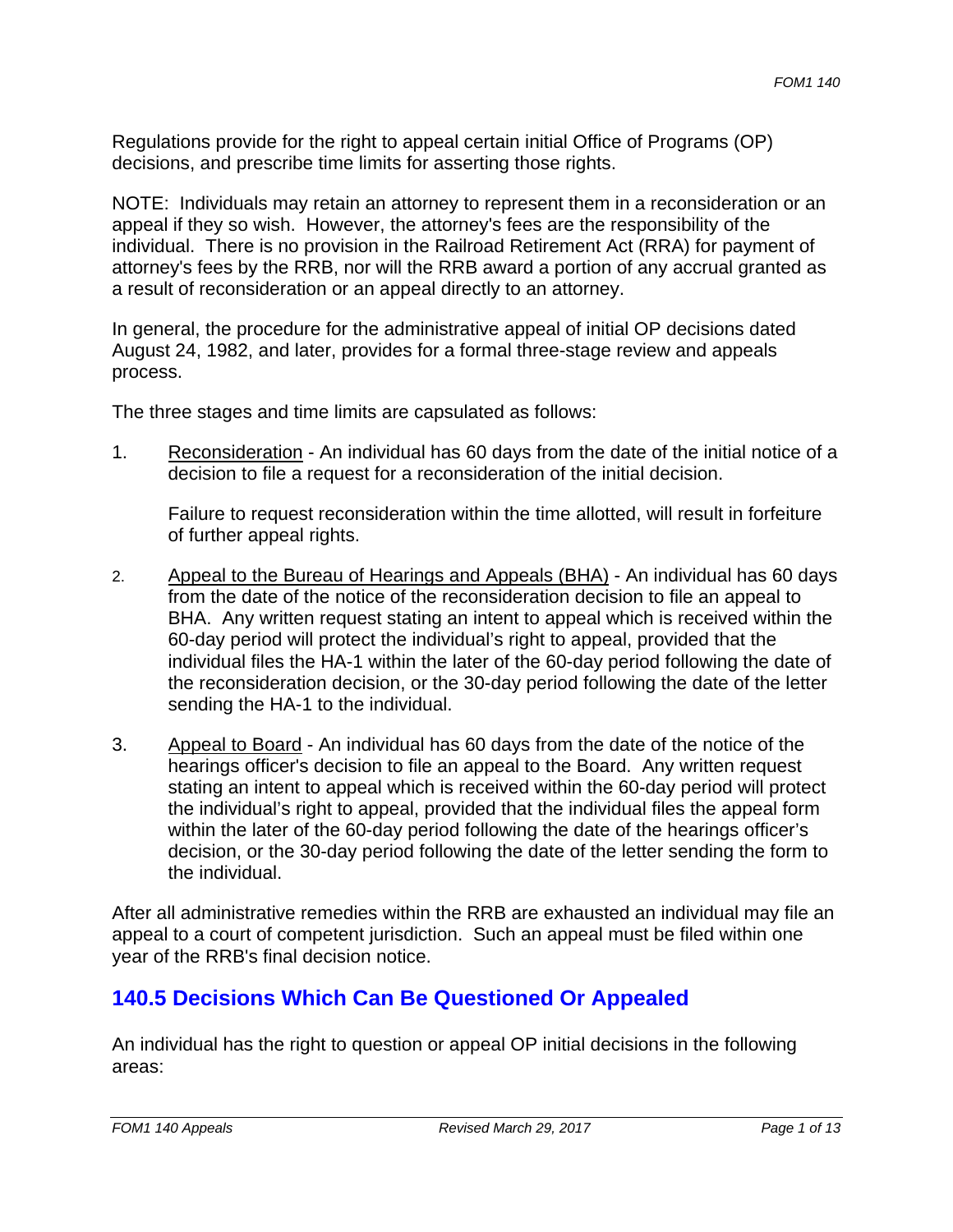Regulations provide for the right to appeal certain initial Office of Programs (OP) decisions, and prescribe time limits for asserting those rights.

NOTE: Individuals may retain an attorney to represent them in a reconsideration or an appeal if they so wish. However, the attorney's fees are the responsibility of the individual. There is no provision in the Railroad Retirement Act (RRA) for payment of attorney's fees by the RRB, nor will the RRB award a portion of any accrual granted as a result of reconsideration or an appeal directly to an attorney.

In general, the procedure for the administrative appeal of initial OP decisions dated August 24, 1982, and later, provides for a formal three-stage review and appeals process.

The three stages and time limits are capsulated as follows:

1. Reconsideration - An individual has 60 days from the date of the initial notice of a decision to file a request for a reconsideration of the initial decision.

   Failure to request reconsideration within the time allotted, will result in forfeiture of further appeal rights.

2. Appeal to the Bureau of Hearings and Appeals (BHA) - An individual has 60 days from the date of the notice of the reconsideration decision to file an appeal to BHA. Any written request stating an intent to appeal which is received within the 60-day period will protect the individual's right to appeal, provided that the individual files the HA-1 within the later of the 60-day period following the date of the reconsideration decision, or the 30-day period following the date of the letter sending the HA-1 to the individual.

3. Appeal to Board - An individual has 60 days from the date of the notice of the hearings officer's decision to file an appeal to the Board. Any written request stating an intent to appeal which is received within the 60-day period will protect the individual's right to appeal, provided that the individual files the appeal form within the later of the 60-day period following the date of the hearings officer's decision, or the 30-day period following the date of the letter sending the form to the individual.

After all administrative remedies within the RRB are exhausted an individual may file an appeal to a court of competent jurisdiction. Such an appeal must be filed within one year of the RRB's final decision notice.

## 140.5 Decisions Which Can Be Questioned Or Appealed

An individual has the right to question or appeal OP initial decisions in the following areas: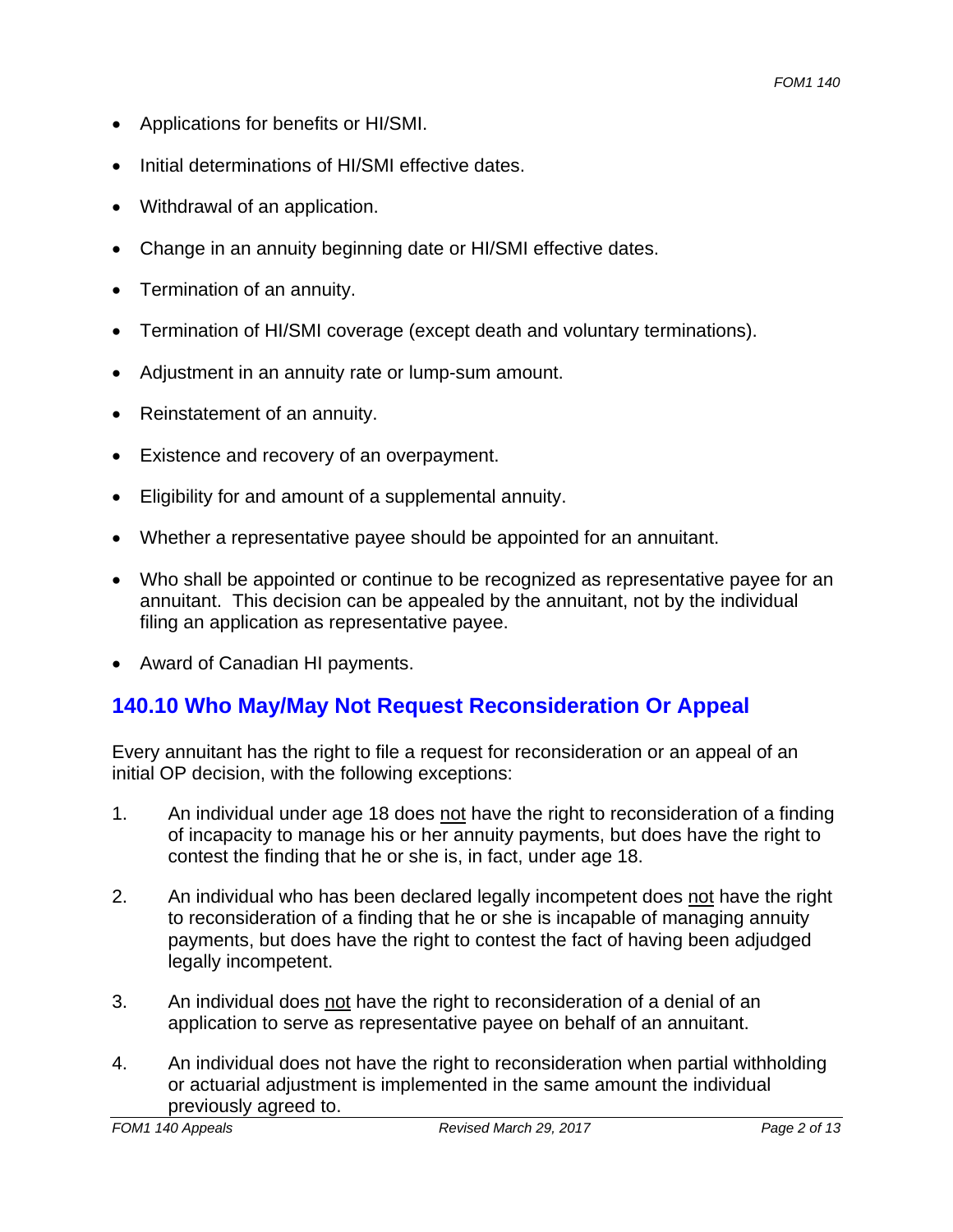- Applications for benefits or HI/SMI.
- Initial determinations of HI/SMI effective dates.
- Withdrawal of an application.
- Change in an annuity beginning date or HI/SMI effective dates.
- Termination of an annuity.
- Termination of HI/SMI coverage (except death and voluntary terminations).
- Adjustment in an annuity rate or lump-sum amount.
- Reinstatement of an annuity.
- Existence and recovery of an overpayment.
- Eligibility for and amount of a supplemental annuity.
- Whether a representative payee should be appointed for an annuitant.
- Who shall be appointed or continue to be recognized as representative payee for an annuitant. This decision can be appealed by the annuitant, not by the individual filing an application as representative payee.
- Award of Canadian HI payments.

## 140.10 Who May/May Not Request Reconsideration Or Appeal

Every annuitant has the right to file a request for reconsideration or an appeal of an initial OP decision, with the following exceptions:

1. An individual under age 18 does not have the right to reconsideration of a finding of incapacity to manage his or her annuity payments, but does have the right to contest the finding that he or she is, in fact, under age 18.
2. An individual who has been declared legally incompetent does not have the right to reconsideration of a finding that he or she is incapable of managing annuity payments, but does have the right to contest the fact of having been adjudged legally incompetent.
3. An individual does not have the right to reconsideration of a denial of an application to serve as representative payee on behalf of an annuitant.
4. An individual does not have the right to reconsideration when partial withholding or actuarial adjustment is implemented in the same amount the individual previously agreed to.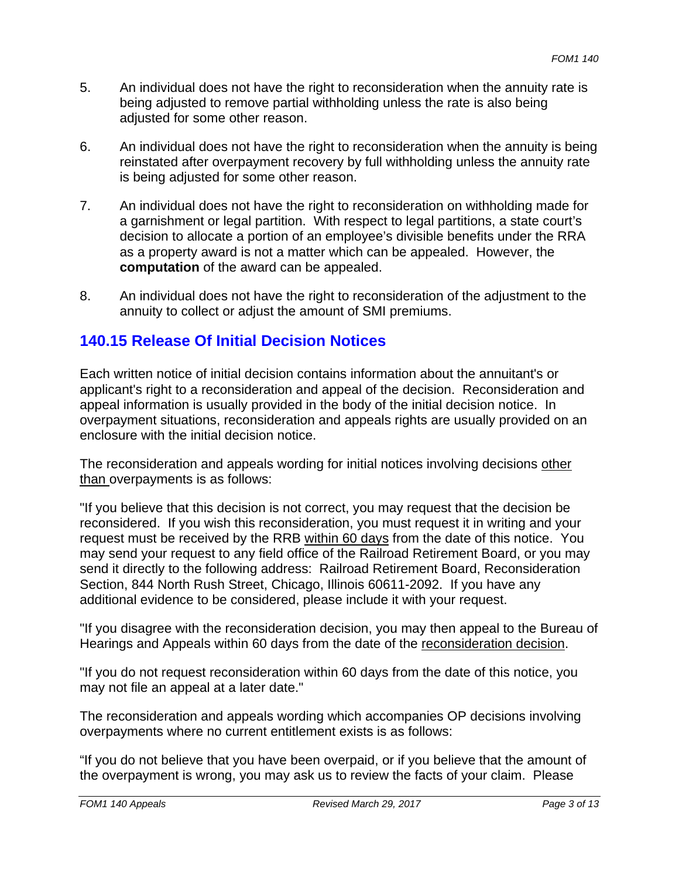5. An individual does not have the right to reconsideration when the annuity rate is being adjusted to remove partial withholding unless the rate is also being adjusted for some other reason.

6. An individual does not have the right to reconsideration when the annuity is being reinstated after overpayment recovery by full withholding unless the annuity rate is being adjusted for some other reason.

7. An individual does not have the right to reconsideration on withholding made for a garnishment or legal partition. With respect to legal partitions, a state court's decision to allocate a portion of an employee's divisible benefits under the RRA as a property award is not a matter which can be appealed. However, the **computation** of the award can be appealed.

8. An individual does not have the right to reconsideration of the adjustment to the annuity to collect or adjust the amount of SMI premiums.

## 140.15 Release Of Initial Decision Notices

Each written notice of initial decision contains information about the annuitant's or applicant's right to a reconsideration and appeal of the decision. Reconsideration and appeal information is usually provided in the body of the initial decision notice. In overpayment situations, reconsideration and appeals rights are usually provided on an enclosure with the initial decision notice.

The reconsideration and appeals wording for initial notices involving decisions <u>other than</u> overpayments is as follows:

"If you believe that this decision is not correct, you may request that the decision be reconsidered. If you wish this reconsideration, you must request it in writing and your request must be received by the RRB <u>within 60 days</u> from the date of this notice. You may send your request to any field office of the Railroad Retirement Board, or you may send it directly to the following address: Railroad Retirement Board, Reconsideration Section, 844 North Rush Street, Chicago, Illinois 60611-2092. If you have any additional evidence to be considered, please include it with your request.

"If you disagree with the reconsideration decision, you may then appeal to the Bureau of Hearings and Appeals within 60 days from the date of the <u>reconsideration decision</u>.

"If you do not request reconsideration within 60 days from the date of this notice, you may not file an appeal at a later date."

The reconsideration and appeals wording which accompanies OP decisions involving overpayments where no current entitlement exists is as follows:

"If you do not believe that you have been overpaid, or if you believe that the amount of the overpayment is wrong, you may ask us to review the facts of your claim. Please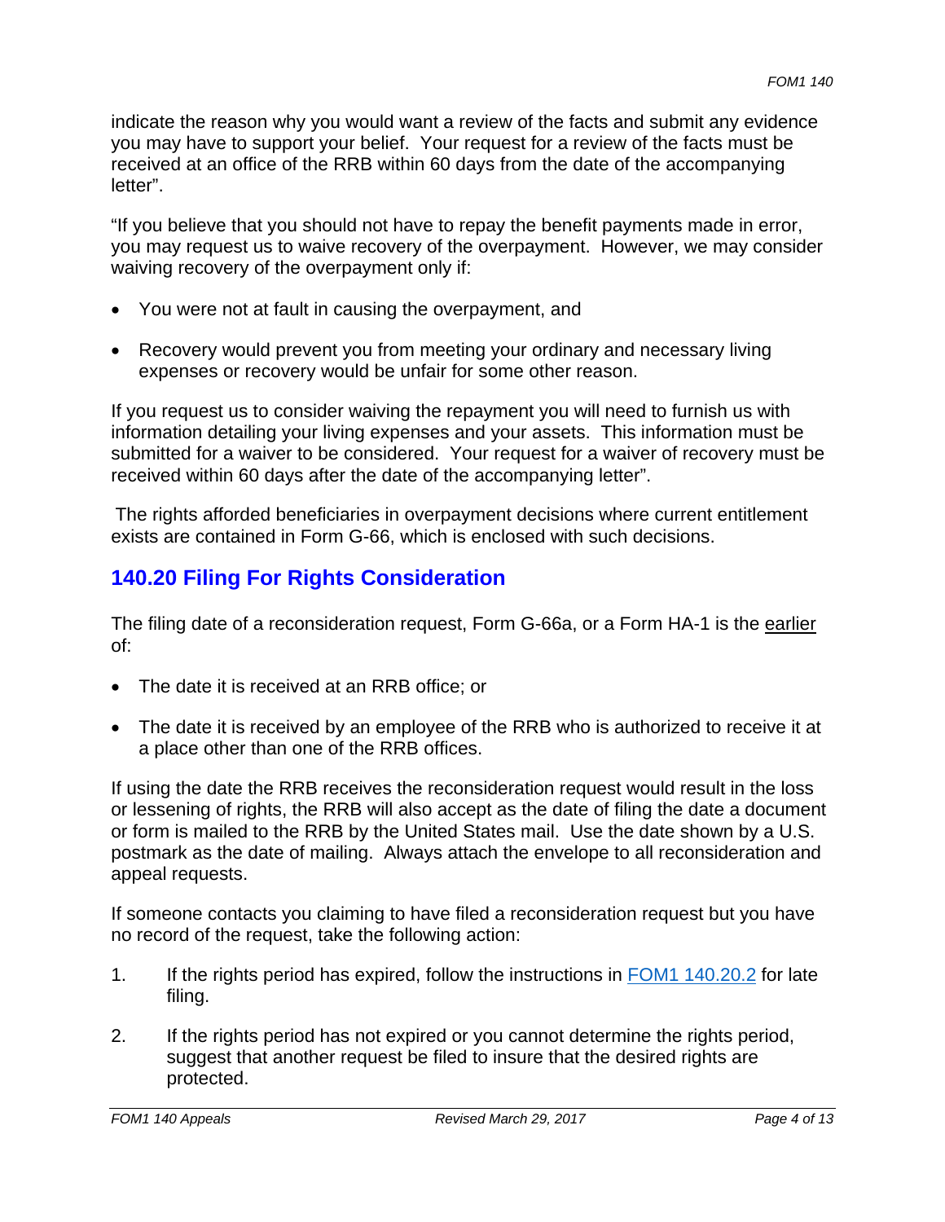indicate the reason why you would want a review of the facts and submit any evidence you may have to support your belief. Your request for a review of the facts must be received at an office of the RRB within 60 days from the date of the accompanying letter".

"If you believe that you should not have to repay the benefit payments made in error, you may request us to waive recovery of the overpayment. However, we may consider waiving recovery of the overpayment only if:

- You were not at fault in causing the overpayment, and
- Recovery would prevent you from meeting your ordinary and necessary living expenses or recovery would be unfair for some other reason.

If you request us to consider waiving the repayment you will need to furnish us with information detailing your living expenses and your assets. This information must be submitted for a waiver to be considered. Your request for a waiver of recovery must be received within 60 days after the date of the accompanying letter".

The rights afforded beneficiaries in overpayment decisions where current entitlement exists are contained in Form G-66, which is enclosed with such decisions.

## 140.20 Filing For Rights Consideration

The filing date of a reconsideration request, Form G-66a, or a Form HA-1 is the earlier of:

- The date it is received at an RRB office; or
- The date it is received by an employee of the RRB who is authorized to receive it at a place other than one of the RRB offices.

If using the date the RRB receives the reconsideration request would result in the loss or lessening of rights, the RRB will also accept as the date of filing the date a document or form is mailed to the RRB by the United States mail. Use the date shown by a U.S. postmark as the date of mailing. Always attach the envelope to all reconsideration and appeal requests.

If someone contacts you claiming to have filed a reconsideration request but you have no record of the request, take the following action:

1. If the rights period has expired, follow the instructions in FOM1 140.20.2 for late filing.
2. If the rights period has not expired or you cannot determine the rights period, suggest that another request be filed to insure that the desired rights are protected.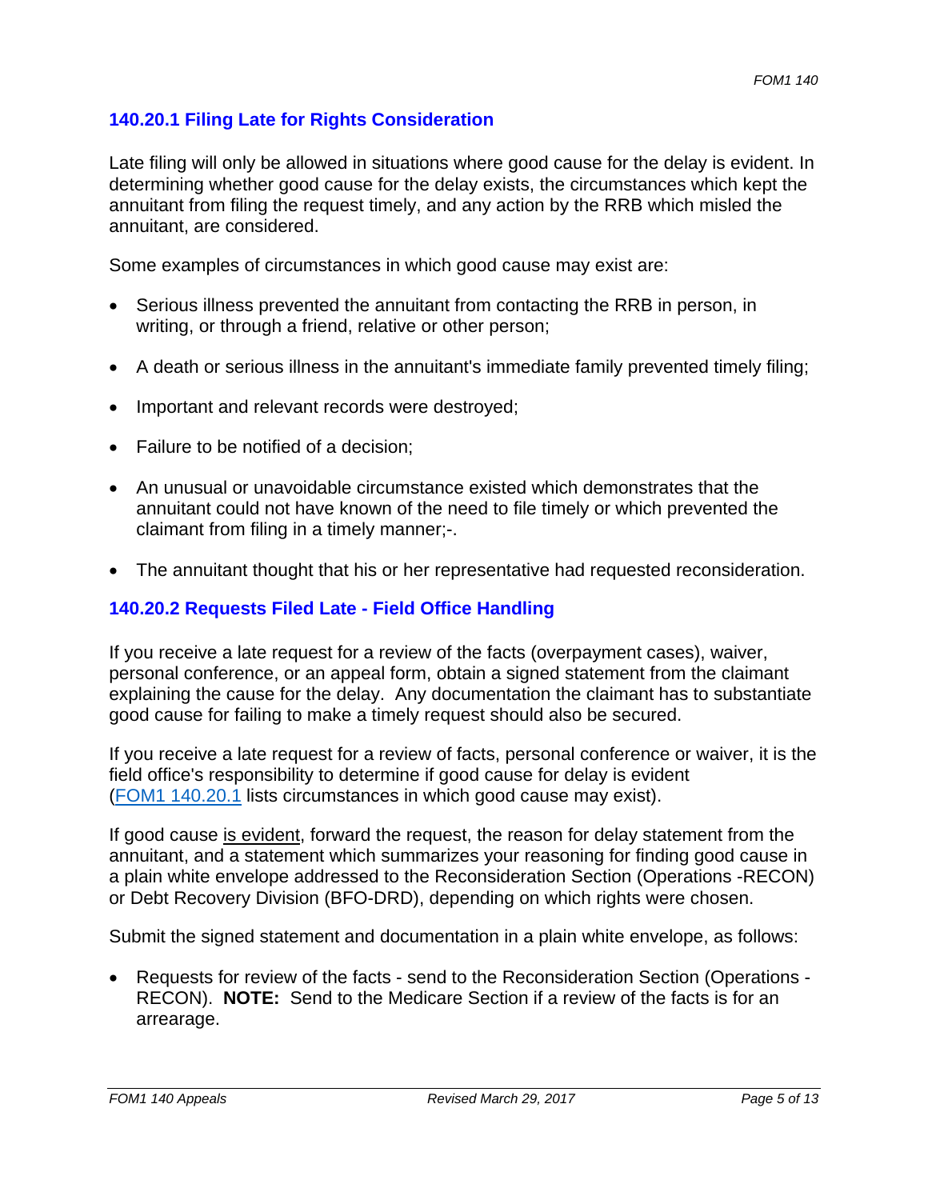### 140.20.1 Filing Late for Rights Consideration

Late filing will only be allowed in situations where good cause for the delay is evident. In determining whether good cause for the delay exists, the circumstances which kept the annuitant from filing the request timely, and any action by the RRB which misled the annuitant, are considered.

Some examples of circumstances in which good cause may exist are:

- Serious illness prevented the annuitant from contacting the RRB in person, in writing, or through a friend, relative or other person;
- A death or serious illness in the annuitant's immediate family prevented timely filing;
- Important and relevant records were destroyed;
- Failure to be notified of a decision;
- An unusual or unavoidable circumstance existed which demonstrates that the annuitant could not have known of the need to file timely or which prevented the claimant from filing in a timely manner;-.
- The annuitant thought that his or her representative had requested reconsideration.

### 140.20.2 Requests Filed Late - Field Office Handling

If you receive a late request for a review of the facts (overpayment cases), waiver, personal conference, or an appeal form, obtain a signed statement from the claimant explaining the cause for the delay. Any documentation the claimant has to substantiate good cause for failing to make a timely request should also be secured.

If you receive a late request for a review of facts, personal conference or waiver, it is the field office's responsibility to determine if good cause for delay is evident (FOM1 140.20.1 lists circumstances in which good cause may exist).

If good cause is evident, forward the request, the reason for delay statement from the annuitant, and a statement which summarizes your reasoning for finding good cause in a plain white envelope addressed to the Reconsideration Section (Operations -RECON) or Debt Recovery Division (BFO-DRD), depending on which rights were chosen.

Submit the signed statement and documentation in a plain white envelope, as follows:

- Requests for review of the facts - send to the Reconsideration Section (Operations - RECON). **NOTE:** Send to the Medicare Section if a review of the facts is for an arrearage.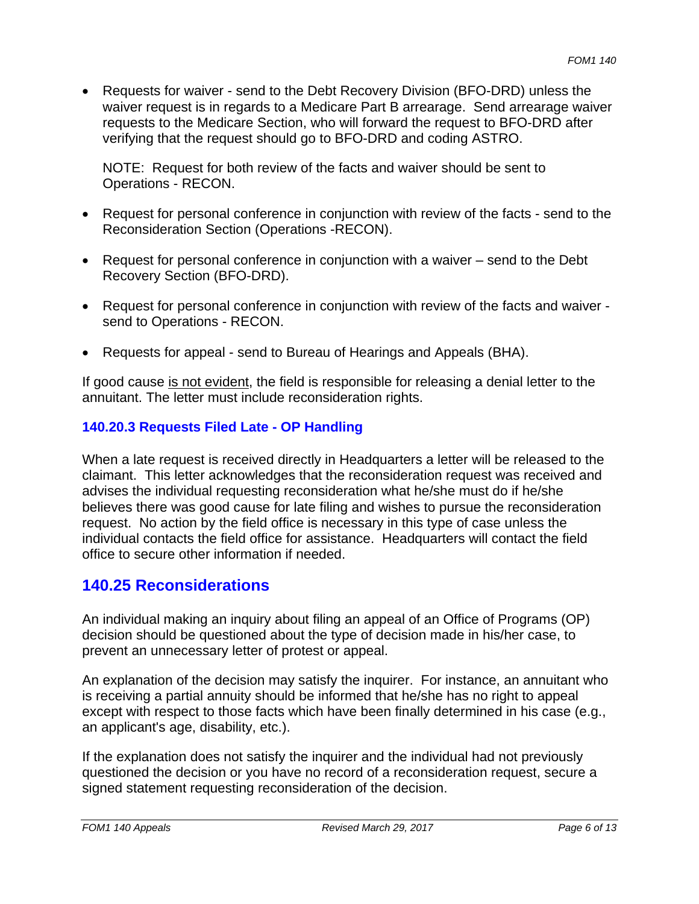- Requests for waiver - send to the Debt Recovery Division (BFO-DRD) unless the waiver request is in regards to a Medicare Part B arrearage. Send arrearage waiver requests to the Medicare Section, who will forward the request to BFO-DRD after verifying that the request should go to BFO-DRD and coding ASTRO.

  NOTE: Request for both review of the facts and waiver should be sent to Operations - RECON.

- Request for personal conference in conjunction with review of the facts - send to the Reconsideration Section (Operations -RECON).
- Request for personal conference in conjunction with a waiver – send to the Debt Recovery Section (BFO-DRD).
- Request for personal conference in conjunction with review of the facts and waiver - send to Operations - RECON.
- Requests for appeal - send to Bureau of Hearings and Appeals (BHA).

If good cause <u>is not evident</u>, the field is responsible for releasing a denial letter to the annuitant. The letter must include reconsideration rights.

### 140.20.3 Requests Filed Late - OP Handling

When a late request is received directly in Headquarters a letter will be released to the claimant. This letter acknowledges that the reconsideration request was received and advises the individual requesting reconsideration what he/she must do if he/she believes there was good cause for late filing and wishes to pursue the reconsideration request. No action by the field office is necessary in this type of case unless the individual contacts the field office for assistance. Headquarters will contact the field office to secure other information if needed.

## 140.25 Reconsiderations

An individual making an inquiry about filing an appeal of an Office of Programs (OP) decision should be questioned about the type of decision made in his/her case, to prevent an unnecessary letter of protest or appeal.

An explanation of the decision may satisfy the inquirer. For instance, an annuitant who is receiving a partial annuity should be informed that he/she has no right to appeal except with respect to those facts which have been finally determined in his case (e.g., an applicant's age, disability, etc.).

If the explanation does not satisfy the inquirer and the individual had not previously questioned the decision or you have no record of a reconsideration request, secure a signed statement requesting reconsideration of the decision.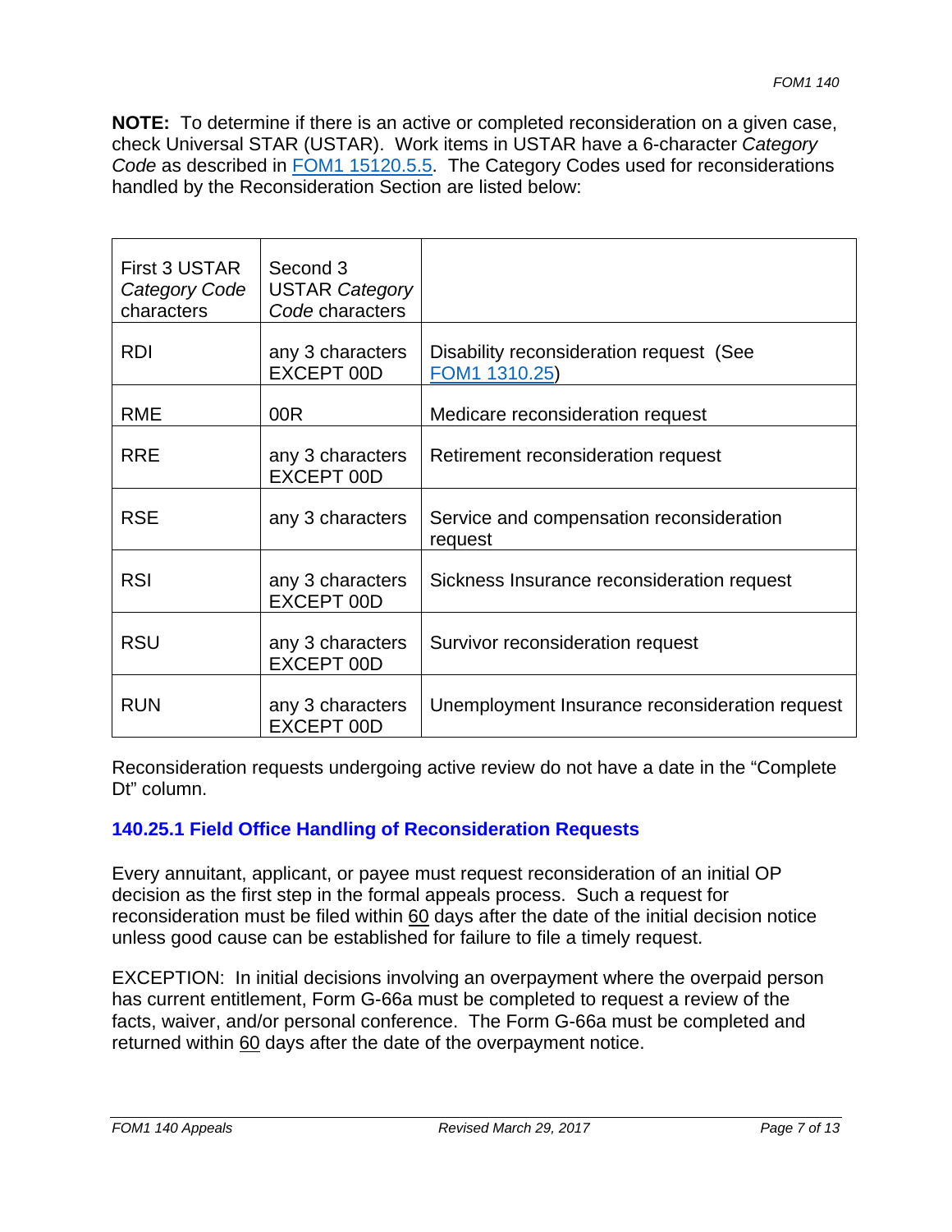**NOTE:** To determine if there is an active or completed reconsideration on a given case, check Universal STAR (USTAR). Work items in USTAR have a 6-character *Category Code* as described in FOM1 15120.5.5. The Category Codes used for reconsiderations handled by the Reconsideration Section are listed below:

| First 3 USTAR *Category Code* characters | Second 3 USTAR *Category Code* characters | |
|---|---|---|
| RDI | any 3 characters EXCEPT 00D | Disability reconsideration request (See FOM1 1310.25) |
| RME | 00R | Medicare reconsideration request |
| RRE | any 3 characters EXCEPT 00D | Retirement reconsideration request |
| RSE | any 3 characters | Service and compensation reconsideration request |
| RSI | any 3 characters EXCEPT 00D | Sickness Insurance reconsideration request |
| RSU | any 3 characters EXCEPT 00D | Survivor reconsideration request |
| RUN | any 3 characters EXCEPT 00D | Unemployment Insurance reconsideration request |

Reconsideration requests undergoing active review do not have a date in the "Complete Dt" column.

### 140.25.1 Field Office Handling of Reconsideration Requests

Every annuitant, applicant, or payee must request reconsideration of an initial OP decision as the first step in the formal appeals process. Such a request for reconsideration must be filed within 60 days after the date of the initial decision notice unless good cause can be established for failure to file a timely request.

EXCEPTION: In initial decisions involving an overpayment where the overpaid person has current entitlement, Form G-66a must be completed to request a review of the facts, waiver, and/or personal conference. The Form G-66a must be completed and returned within 60 days after the date of the overpayment notice.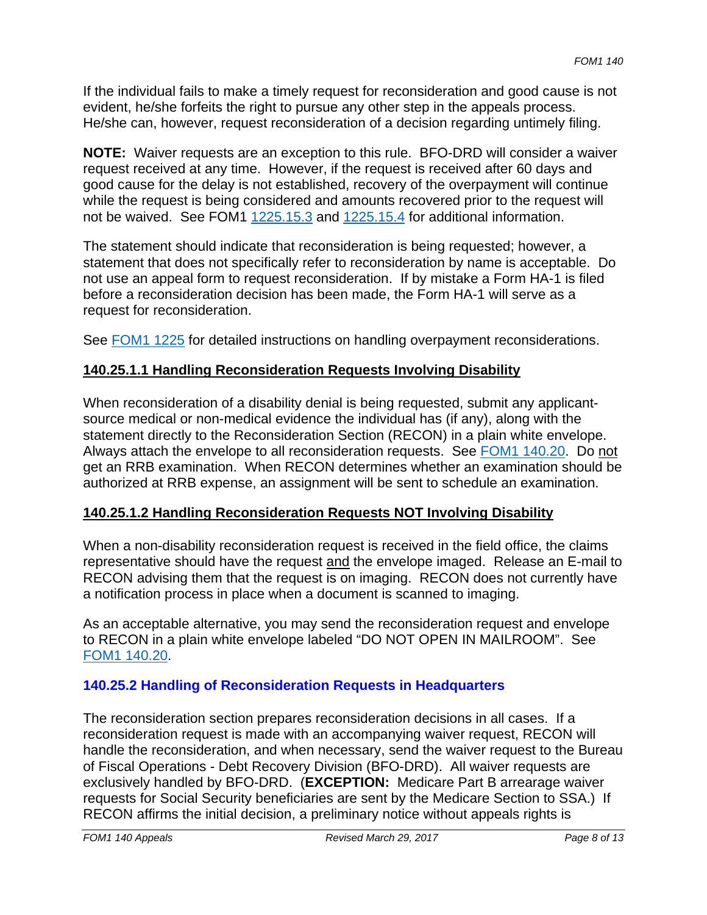If the individual fails to make a timely request for reconsideration and good cause is not evident, he/she forfeits the right to pursue any other step in the appeals process. He/she can, however, request reconsideration of a decision regarding untimely filing.

**NOTE:** Waiver requests are an exception to this rule. BFO-DRD will consider a waiver request received at any time. However, if the request is received after 60 days and good cause for the delay is not established, recovery of the overpayment will continue while the request is being considered and amounts recovered prior to the request will not be waived. See FOM1 1225.15.3 and 1225.15.4 for additional information.

The statement should indicate that reconsideration is being requested; however, a statement that does not specifically refer to reconsideration by name is acceptable. Do not use an appeal form to request reconsideration. If by mistake a Form HA-1 is filed before a reconsideration decision has been made, the Form HA-1 will serve as a request for reconsideration.

See FOM1 1225 for detailed instructions on handling overpayment reconsiderations.

#### 140.25.1.1 Handling Reconsideration Requests Involving Disability

When reconsideration of a disability denial is being requested, submit any applicant-source medical or non-medical evidence the individual has (if any), along with the statement directly to the Reconsideration Section (RECON) in a plain white envelope. Always attach the envelope to all reconsideration requests. See FOM1 140.20. Do not get an RRB examination. When RECON determines whether an examination should be authorized at RRB expense, an assignment will be sent to schedule an examination.

#### 140.25.1.2 Handling Reconsideration Requests NOT Involving Disability

When a non-disability reconsideration request is received in the field office, the claims representative should have the request and the envelope imaged. Release an E-mail to RECON advising them that the request is on imaging. RECON does not currently have a notification process in place when a document is scanned to imaging.

As an acceptable alternative, you may send the reconsideration request and envelope to RECON in a plain white envelope labeled "DO NOT OPEN IN MAILROOM". See FOM1 140.20.

### 140.25.2 Handling of Reconsideration Requests in Headquarters

The reconsideration section prepares reconsideration decisions in all cases. If a reconsideration request is made with an accompanying waiver request, RECON will handle the reconsideration, and when necessary, send the waiver request to the Bureau of Fiscal Operations - Debt Recovery Division (BFO-DRD). All waiver requests are exclusively handled by BFO-DRD. (**EXCEPTION:** Medicare Part B arrearage waiver requests for Social Security beneficiaries are sent by the Medicare Section to SSA.) If RECON affirms the initial decision, a preliminary notice without appeals rights is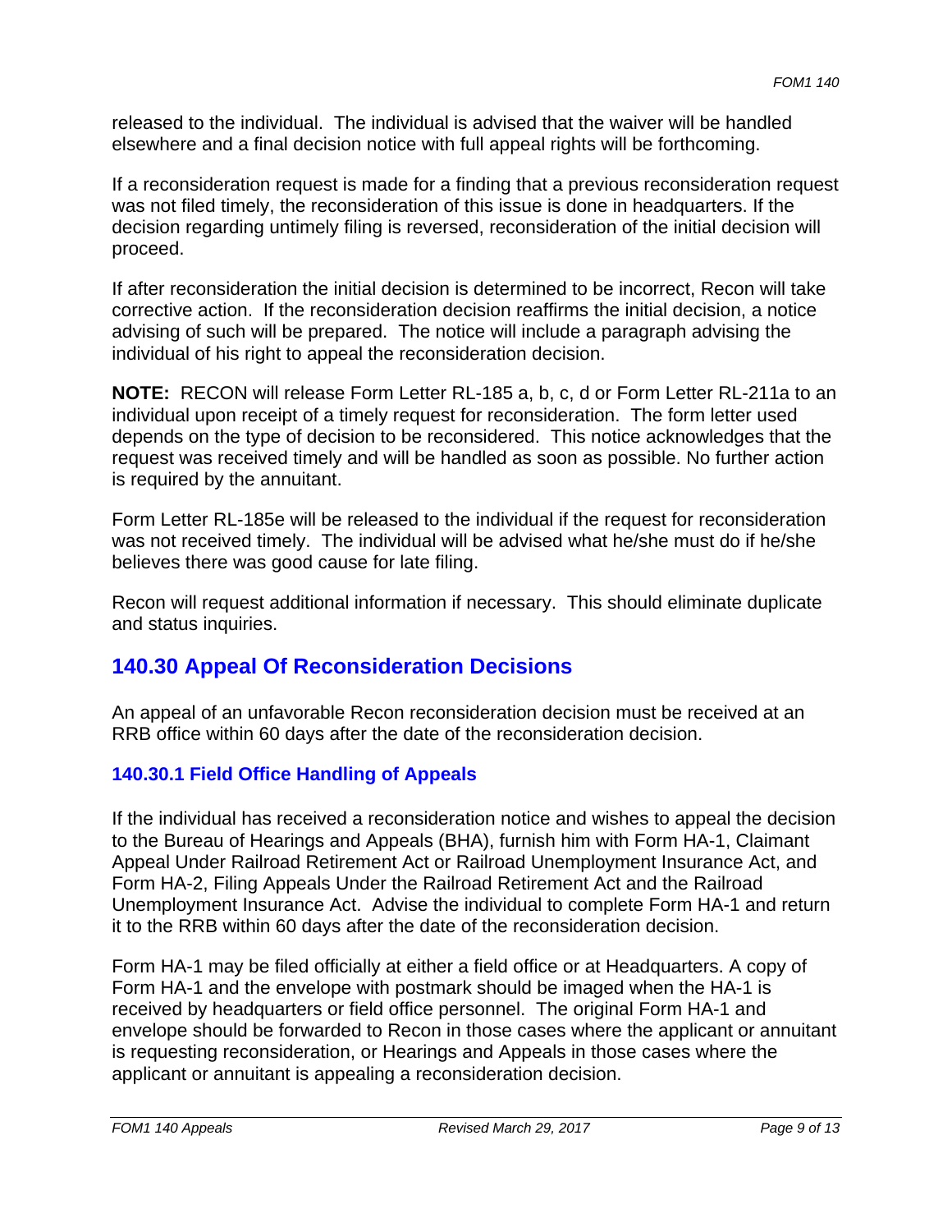released to the individual. The individual is advised that the waiver will be handled elsewhere and a final decision notice with full appeal rights will be forthcoming.

If a reconsideration request is made for a finding that a previous reconsideration request was not filed timely, the reconsideration of this issue is done in headquarters. If the decision regarding untimely filing is reversed, reconsideration of the initial decision will proceed.

If after reconsideration the initial decision is determined to be incorrect, Recon will take corrective action. If the reconsideration decision reaffirms the initial decision, a notice advising of such will be prepared. The notice will include a paragraph advising the individual of his right to appeal the reconsideration decision.

**NOTE:** RECON will release Form Letter RL-185 a, b, c, d or Form Letter RL-211a to an individual upon receipt of a timely request for reconsideration. The form letter used depends on the type of decision to be reconsidered. This notice acknowledges that the request was received timely and will be handled as soon as possible. No further action is required by the annuitant.

Form Letter RL-185e will be released to the individual if the request for reconsideration was not received timely. The individual will be advised what he/she must do if he/she believes there was good cause for late filing.

Recon will request additional information if necessary. This should eliminate duplicate and status inquiries.

## 140.30 Appeal Of Reconsideration Decisions

An appeal of an unfavorable Recon reconsideration decision must be received at an RRB office within 60 days after the date of the reconsideration decision.

### 140.30.1 Field Office Handling of Appeals

If the individual has received a reconsideration notice and wishes to appeal the decision to the Bureau of Hearings and Appeals (BHA), furnish him with Form HA-1, Claimant Appeal Under Railroad Retirement Act or Railroad Unemployment Insurance Act, and Form HA-2, Filing Appeals Under the Railroad Retirement Act and the Railroad Unemployment Insurance Act. Advise the individual to complete Form HA-1 and return it to the RRB within 60 days after the date of the reconsideration decision.

Form HA-1 may be filed officially at either a field office or at Headquarters. A copy of Form HA-1 and the envelope with postmark should be imaged when the HA-1 is received by headquarters or field office personnel. The original Form HA-1 and envelope should be forwarded to Recon in those cases where the applicant or annuitant is requesting reconsideration, or Hearings and Appeals in those cases where the applicant or annuitant is appealing a reconsideration decision.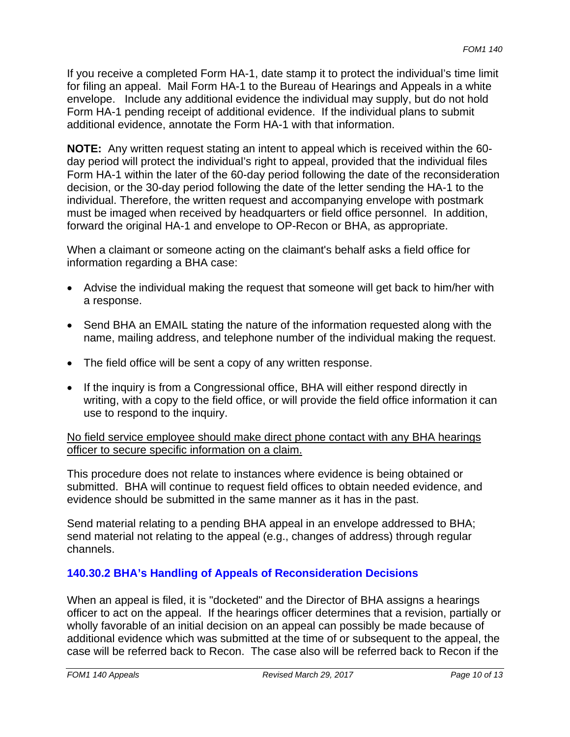If you receive a completed Form HA-1, date stamp it to protect the individual's time limit for filing an appeal. Mail Form HA-1 to the Bureau of Hearings and Appeals in a white envelope. Include any additional evidence the individual may supply, but do not hold Form HA-1 pending receipt of additional evidence. If the individual plans to submit additional evidence, annotate the Form HA-1 with that information.

**NOTE:** Any written request stating an intent to appeal which is received within the 60-day period will protect the individual's right to appeal, provided that the individual files Form HA-1 within the later of the 60-day period following the date of the reconsideration decision, or the 30-day period following the date of the letter sending the HA-1 to the individual. Therefore, the written request and accompanying envelope with postmark must be imaged when received by headquarters or field office personnel. In addition, forward the original HA-1 and envelope to OP-Recon or BHA, as appropriate.

When a claimant or someone acting on the claimant's behalf asks a field office for information regarding a BHA case:

- Advise the individual making the request that someone will get back to him/her with a response.
- Send BHA an EMAIL stating the nature of the information requested along with the name, mailing address, and telephone number of the individual making the request.
- The field office will be sent a copy of any written response.
- If the inquiry is from a Congressional office, BHA will either respond directly in writing, with a copy to the field office, or will provide the field office information it can use to respond to the inquiry.

<u>No field service employee should make direct phone contact with any BHA hearings officer to secure specific information on a claim.</u>

This procedure does not relate to instances where evidence is being obtained or submitted. BHA will continue to request field offices to obtain needed evidence, and evidence should be submitted in the same manner as it has in the past.

Send material relating to a pending BHA appeal in an envelope addressed to BHA; send material not relating to the appeal (e.g., changes of address) through regular channels.

### 140.30.2 BHA's Handling of Appeals of Reconsideration Decisions

When an appeal is filed, it is "docketed" and the Director of BHA assigns a hearings officer to act on the appeal. If the hearings officer determines that a revision, partially or wholly favorable of an initial decision on an appeal can possibly be made because of additional evidence which was submitted at the time of or subsequent to the appeal, the case will be referred back to Recon. The case also will be referred back to Recon if the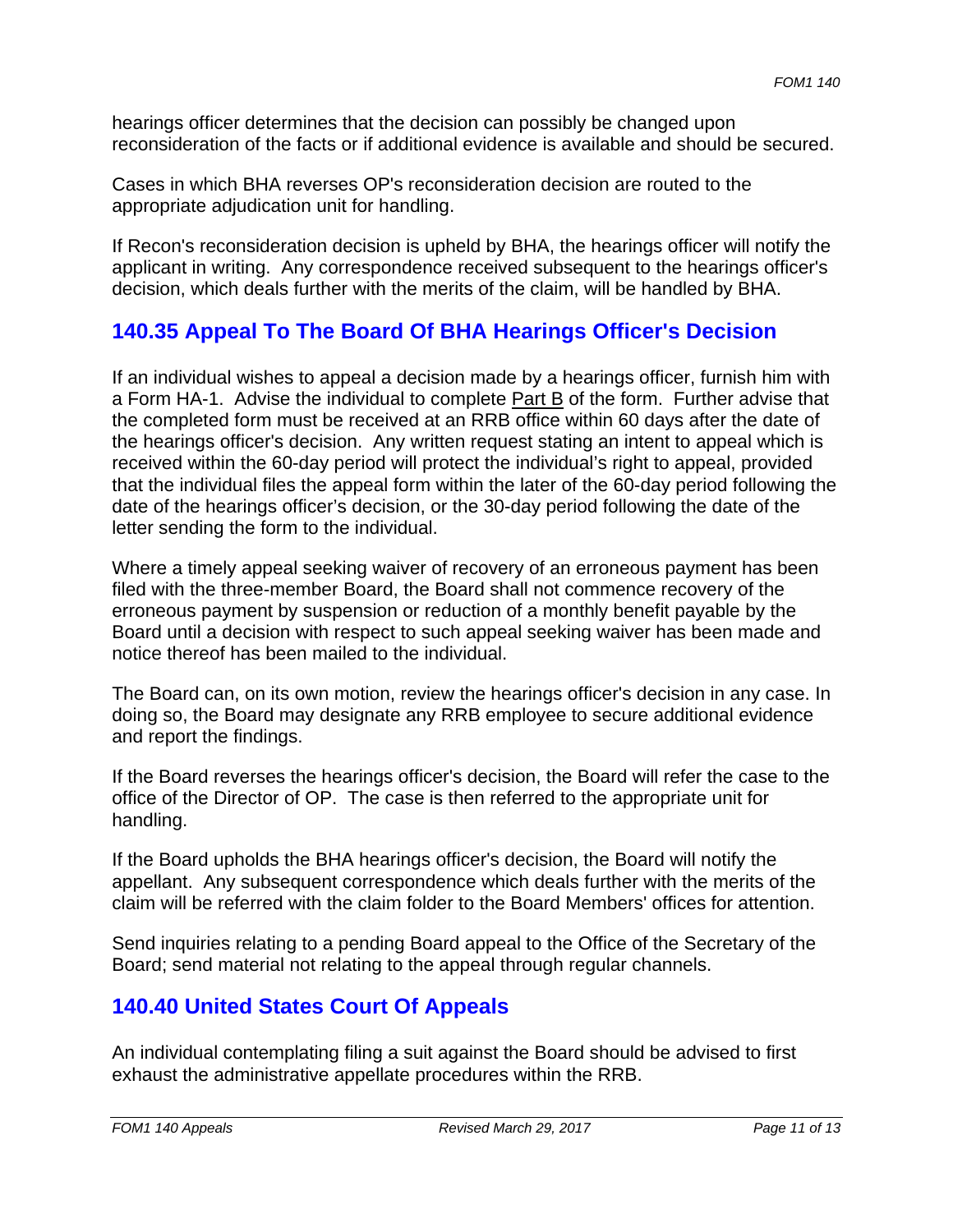hearings officer determines that the decision can possibly be changed upon reconsideration of the facts or if additional evidence is available and should be secured.

Cases in which BHA reverses OP's reconsideration decision are routed to the appropriate adjudication unit for handling.

If Recon's reconsideration decision is upheld by BHA, the hearings officer will notify the applicant in writing. Any correspondence received subsequent to the hearings officer's decision, which deals further with the merits of the claim, will be handled by BHA.

## 140.35 Appeal To The Board Of BHA Hearings Officer's Decision

If an individual wishes to appeal a decision made by a hearings officer, furnish him with a Form HA-1. Advise the individual to complete Part B of the form. Further advise that the completed form must be received at an RRB office within 60 days after the date of the hearings officer's decision. Any written request stating an intent to appeal which is received within the 60-day period will protect the individual's right to appeal, provided that the individual files the appeal form within the later of the 60-day period following the date of the hearings officer's decision, or the 30-day period following the date of the letter sending the form to the individual.

Where a timely appeal seeking waiver of recovery of an erroneous payment has been filed with the three-member Board, the Board shall not commence recovery of the erroneous payment by suspension or reduction of a monthly benefit payable by the Board until a decision with respect to such appeal seeking waiver has been made and notice thereof has been mailed to the individual.

The Board can, on its own motion, review the hearings officer's decision in any case. In doing so, the Board may designate any RRB employee to secure additional evidence and report the findings.

If the Board reverses the hearings officer's decision, the Board will refer the case to the office of the Director of OP. The case is then referred to the appropriate unit for handling.

If the Board upholds the BHA hearings officer's decision, the Board will notify the appellant. Any subsequent correspondence which deals further with the merits of the claim will be referred with the claim folder to the Board Members' offices for attention.

Send inquiries relating to a pending Board appeal to the Office of the Secretary of the Board; send material not relating to the appeal through regular channels.

## 140.40 United States Court Of Appeals

An individual contemplating filing a suit against the Board should be advised to first exhaust the administrative appellate procedures within the RRB.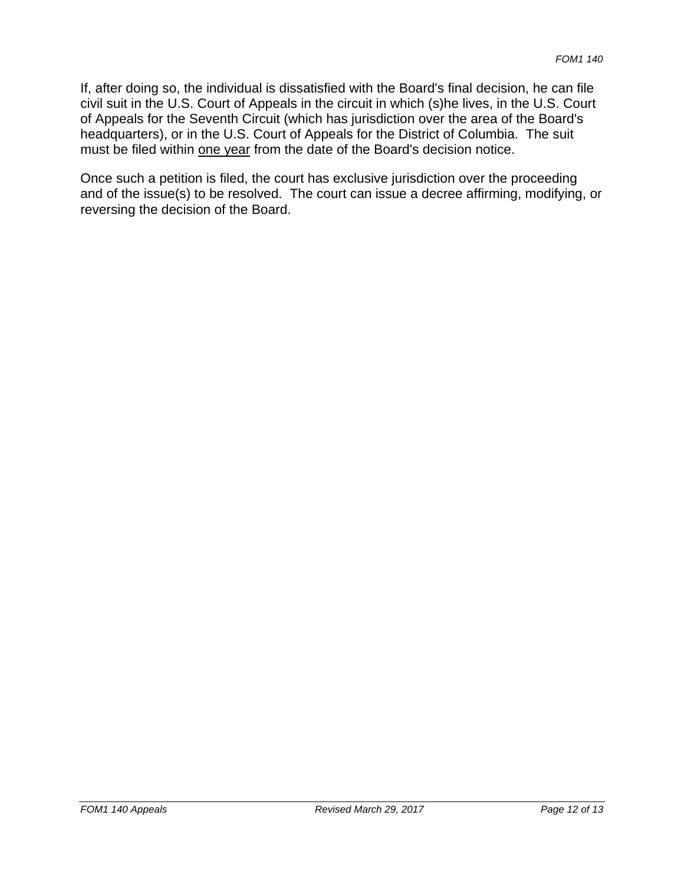If, after doing so, the individual is dissatisfied with the Board's final decision, he can file civil suit in the U.S. Court of Appeals in the circuit in which (s)he lives, in the U.S. Court of Appeals for the Seventh Circuit (which has jurisdiction over the area of the Board's headquarters), or in the U.S. Court of Appeals for the District of Columbia. The suit must be filed within <u>one year</u> from the date of the Board's decision notice.

Once such a petition is filed, the court has exclusive jurisdiction over the proceeding and of the issue(s) to be resolved. The court can issue a decree affirming, modifying, or reversing the decision of the Board.